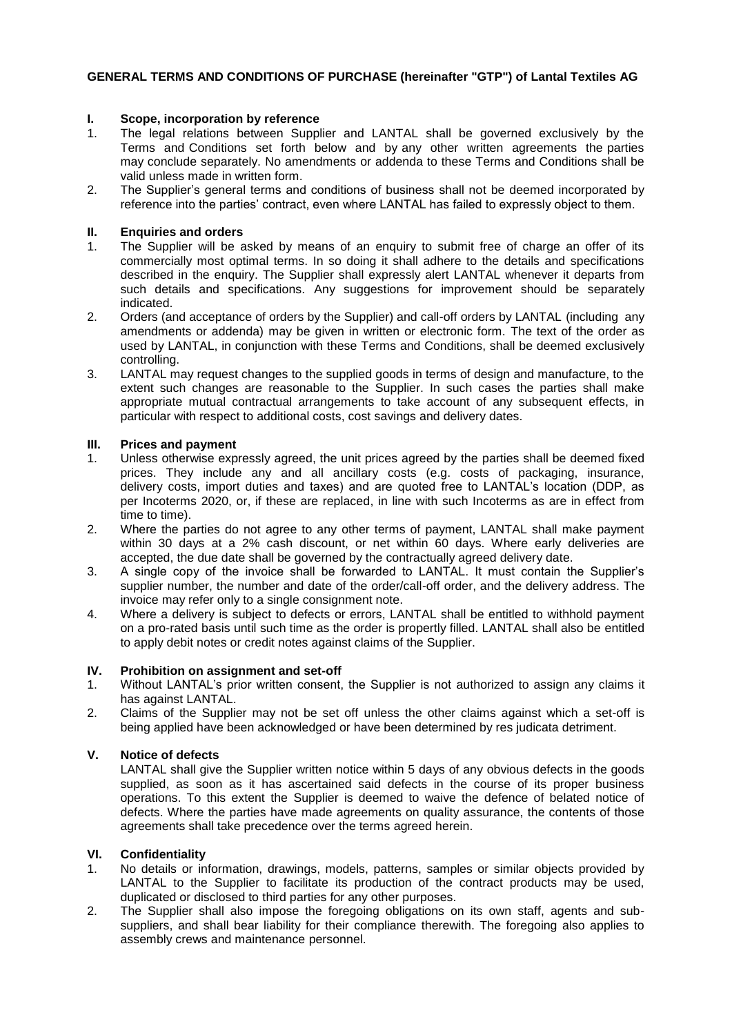**GENERAL TERMS AND CONDITIONS OF PURCHASE (hereinafter "GTP") of Lantal Textiles AG**

## I. Scope, incorporation by reference

1. The legal relations between Supplier and LANTAL shall be governed exclusively by the Terms and Conditions set forth below and by any other written agreements the parties may conclude separately. No amendments or addenda to these Terms and Conditions shall be valid unless made in written form.
2. The Supplier's general terms and conditions of business shall not be deemed incorporated by reference into the parties' contract, even where LANTAL has failed to expressly object to them.

## II. Enquiries and orders

1. The Supplier will be asked by means of an enquiry to submit free of charge an offer of its commercially most optimal terms. In so doing it shall adhere to the details and specifications described in the enquiry. The Supplier shall expressly alert LANTAL whenever it departs from such details and specifications. Any suggestions for improvement should be separately indicated.
2. Orders (and acceptance of orders by the Supplier) and call-off orders by LANTAL (including any amendments or addenda) may be given in written or electronic form. The text of the order as used by LANTAL, in conjunction with these Terms and Conditions, shall be deemed exclusively controlling.
3. LANTAL may request changes to the supplied goods in terms of design and manufacture, to the extent such changes are reasonable to the Supplier. In such cases the parties shall make appropriate mutual contractual arrangements to take account of any subsequent effects, in particular with respect to additional costs, cost savings and delivery dates.

## III. Prices and payment

1. Unless otherwise expressly agreed, the unit prices agreed by the parties shall be deemed fixed prices. They include any and all ancillary costs (e.g. costs of packaging, insurance, delivery costs, import duties and taxes) and are quoted free to LANTAL's location (DDP, as per Incoterms 2020, or, if these are replaced, in line with such Incoterms as are in effect from time to time).
2. Where the parties do not agree to any other terms of payment, LANTAL shall make payment within 30 days at a 2% cash discount, or net within 60 days. Where early deliveries are accepted, the due date shall be governed by the contractually agreed delivery date.
3. A single copy of the invoice shall be forwarded to LANTAL. It must contain the Supplier's supplier number, the number and date of the order/call-off order, and the delivery address. The invoice may refer only to a single consignment note.
4. Where a delivery is subject to defects or errors, LANTAL shall be entitled to withhold payment on a pro-rated basis until such time as the order is propertly filled. LANTAL shall also be entitled to apply debit notes or credit notes against claims of the Supplier.

## IV. Prohibition on assignment and set-off

1. Without LANTAL's prior written consent, the Supplier is not authorized to assign any claims it has against LANTAL.
2. Claims of the Supplier may not be set off unless the other claims against which a set-off is being applied have been acknowledged or have been determined by res judicata detriment.

## V. Notice of defects

LANTAL shall give the Supplier written notice within 5 days of any obvious defects in the goods supplied, as soon as it has ascertained said defects in the course of its proper business operations. To this extent the Supplier is deemed to waive the defence of belated notice of defects. Where the parties have made agreements on quality assurance, the contents of those agreements shall take precedence over the terms agreed herein.

## VI. Confidentiality

1. No details or information, drawings, models, patterns, samples or similar objects provided by LANTAL to the Supplier to facilitate its production of the contract products may be used, duplicated or disclosed to third parties for any other purposes.
2. The Supplier shall also impose the foregoing obligations on its own staff, agents and sub-suppliers, and shall bear liability for their compliance therewith. The foregoing also applies to assembly crews and maintenance personnel.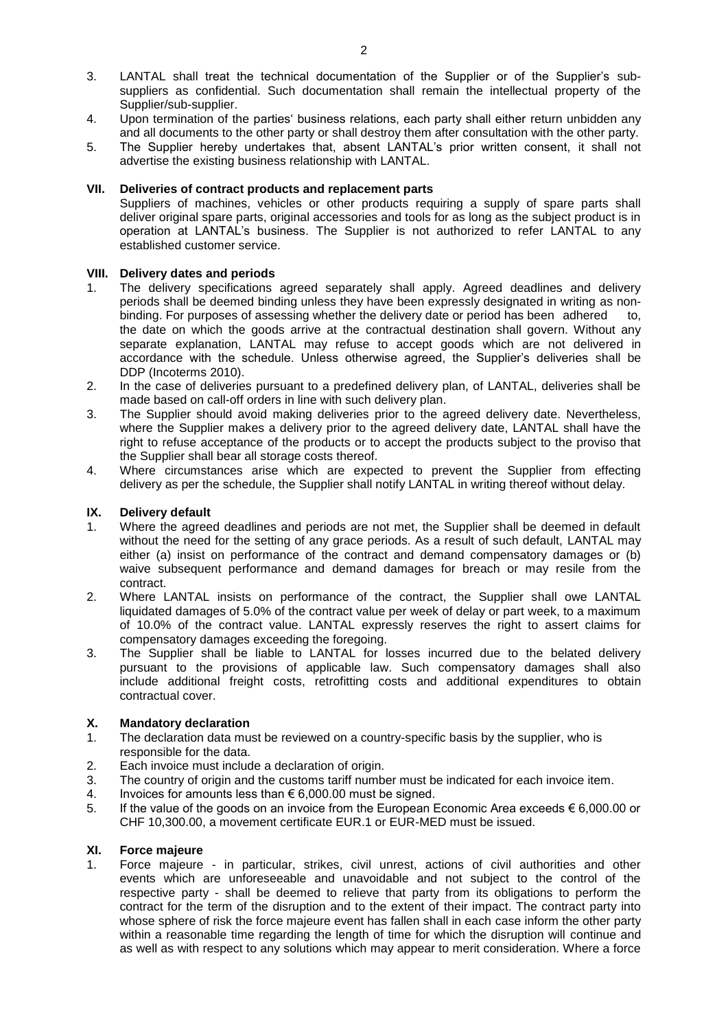3. LANTAL shall treat the technical documentation of the Supplier or of the Supplier's sub-suppliers as confidential. Such documentation shall remain the intellectual property of the Supplier/sub-supplier.
4. Upon termination of the parties' business relations, each party shall either return unbidden any and all documents to the other party or shall destroy them after consultation with the other party.
5. The Supplier hereby undertakes that, absent LANTAL's prior written consent, it shall not advertise the existing business relationship with LANTAL.

## VII. Deliveries of contract products and replacement parts

Suppliers of machines, vehicles or other products requiring a supply of spare parts shall deliver original spare parts, original accessories and tools for as long as the subject product is in operation at LANTAL's business. The Supplier is not authorized to refer LANTAL to any established customer service.

## VIII. Delivery dates and periods

1. The delivery specifications agreed separately shall apply. Agreed deadlines and delivery periods shall be deemed binding unless they have been expressly designated in writing as non-binding. For purposes of assessing whether the delivery date or period has been adhered to, the date on which the goods arrive at the contractual destination shall govern. Without any separate explanation, LANTAL may refuse to accept goods which are not delivered in accordance with the schedule. Unless otherwise agreed, the Supplier's deliveries shall be DDP (Incoterms 2010).
2. In the case of deliveries pursuant to a predefined delivery plan, of LANTAL, deliveries shall be made based on call-off orders in line with such delivery plan.
3. The Supplier should avoid making deliveries prior to the agreed delivery date. Nevertheless, where the Supplier makes a delivery prior to the agreed delivery date, LANTAL shall have the right to refuse acceptance of the products or to accept the products subject to the proviso that the Supplier shall bear all storage costs thereof.
4. Where circumstances arise which are expected to prevent the Supplier from effecting delivery as per the schedule, the Supplier shall notify LANTAL in writing thereof without delay.

## IX. Delivery default

1. Where the agreed deadlines and periods are not met, the Supplier shall be deemed in default without the need for the setting of any grace periods. As a result of such default, LANTAL may either (a) insist on performance of the contract and demand compensatory damages or (b) waive subsequent performance and demand damages for breach or may resile from the contract.
2. Where LANTAL insists on performance of the contract, the Supplier shall owe LANTAL liquidated damages of 5.0% of the contract value per week of delay or part week, to a maximum of 10.0% of the contract value. LANTAL expressly reserves the right to assert claims for compensatory damages exceeding the foregoing.
3. The Supplier shall be liable to LANTAL for losses incurred due to the belated delivery pursuant to the provisions of applicable law. Such compensatory damages shall also include additional freight costs, retrofitting costs and additional expenditures to obtain contractual cover.

## X. Mandatory declaration

1. The declaration data must be reviewed on a country-specific basis by the supplier, who is responsible for the data.
2. Each invoice must include a declaration of origin.
3. The country of origin and the customs tariff number must be indicated for each invoice item.
4. Invoices for amounts less than € 6,000.00 must be signed.
5. If the value of the goods on an invoice from the European Economic Area exceeds € 6,000.00 or CHF 10,300.00, a movement certificate EUR.1 or EUR-MED must be issued.

## XI. Force majeure

1. Force majeure - in particular, strikes, civil unrest, actions of civil authorities and other events which are unforeseeable and unavoidable and not subject to the control of the respective party - shall be deemed to relieve that party from its obligations to perform the contract for the term of the disruption and to the extent of their impact. The contract party into whose sphere of risk the force majeure event has fallen shall in each case inform the other party within a reasonable time regarding the length of time for which the disruption will continue and as well as with respect to any solutions which may appear to merit consideration. Where a force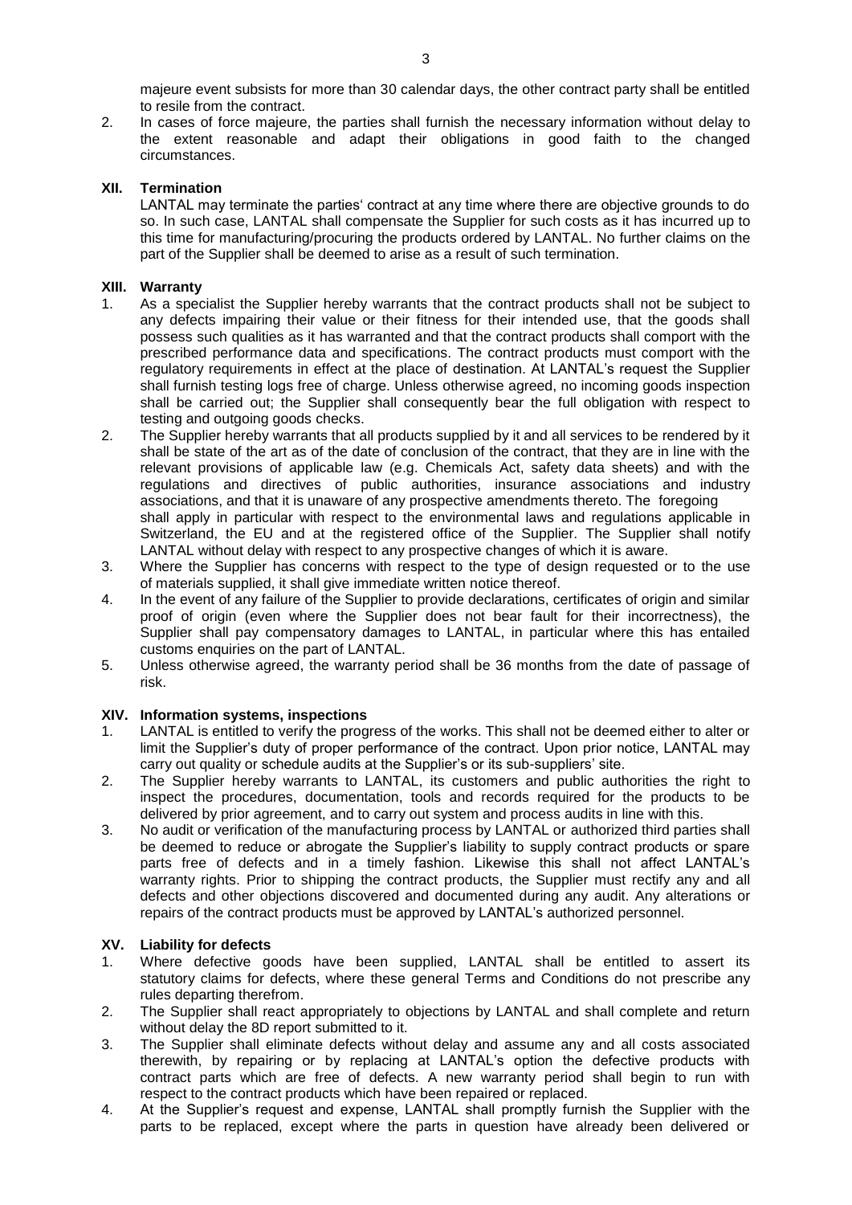majeure event subsists for more than 30 calendar days, the other contract party shall be entitled to resile from the contract.

2. In cases of force majeure, the parties shall furnish the necessary information without delay to the extent reasonable and adapt their obligations in good faith to the changed circumstances.

## XII. Termination

LANTAL may terminate the parties' contract at any time where there are objective grounds to do so. In such case, LANTAL shall compensate the Supplier for such costs as it has incurred up to this time for manufacturing/procuring the products ordered by LANTAL. No further claims on the part of the Supplier shall be deemed to arise as a result of such termination.

## XIII. Warranty

1. As a specialist the Supplier hereby warrants that the contract products shall not be subject to any defects impairing their value or their fitness for their intended use, that the goods shall possess such qualities as it has warranted and that the contract products shall comport with the prescribed performance data and specifications. The contract products must comport with the regulatory requirements in effect at the place of destination. At LANTAL's request the Supplier shall furnish testing logs free of charge. Unless otherwise agreed, no incoming goods inspection shall be carried out; the Supplier shall consequently bear the full obligation with respect to testing and outgoing goods checks.
2. The Supplier hereby warrants that all products supplied by it and all services to be rendered by it shall be state of the art as of the date of conclusion of the contract, that they are in line with the relevant provisions of applicable law (e.g. Chemicals Act, safety data sheets) and with the regulations and directives of public authorities, insurance associations and industry associations, and that it is unaware of any prospective amendments thereto. The foregoing shall apply in particular with respect to the environmental laws and regulations applicable in Switzerland, the EU and at the registered office of the Supplier. The Supplier shall notify LANTAL without delay with respect to any prospective changes of which it is aware.
3. Where the Supplier has concerns with respect to the type of design requested or to the use of materials supplied, it shall give immediate written notice thereof.
4. In the event of any failure of the Supplier to provide declarations, certificates of origin and similar proof of origin (even where the Supplier does not bear fault for their incorrectness), the Supplier shall pay compensatory damages to LANTAL, in particular where this has entailed customs enquiries on the part of LANTAL.
5. Unless otherwise agreed, the warranty period shall be 36 months from the date of passage of risk.

## XIV. Information systems, inspections

1. LANTAL is entitled to verify the progress of the works. This shall not be deemed either to alter or limit the Supplier's duty of proper performance of the contract. Upon prior notice, LANTAL may carry out quality or schedule audits at the Supplier's or its sub-suppliers' site.
2. The Supplier hereby warrants to LANTAL, its customers and public authorities the right to inspect the procedures, documentation, tools and records required for the products to be delivered by prior agreement, and to carry out system and process audits in line with this.
3. No audit or verification of the manufacturing process by LANTAL or authorized third parties shall be deemed to reduce or abrogate the Supplier's liability to supply contract products or spare parts free of defects and in a timely fashion. Likewise this shall not affect LANTAL's warranty rights. Prior to shipping the contract products, the Supplier must rectify any and all defects and other objections discovered and documented during any audit. Any alterations or repairs of the contract products must be approved by LANTAL's authorized personnel.

## XV. Liability for defects

1. Where defective goods have been supplied, LANTAL shall be entitled to assert its statutory claims for defects, where these general Terms and Conditions do not prescribe any rules departing therefrom.
2. The Supplier shall react appropriately to objections by LANTAL and shall complete and return without delay the 8D report submitted to it.
3. The Supplier shall eliminate defects without delay and assume any and all costs associated therewith, by repairing or by replacing at LANTAL's option the defective products with contract parts which are free of defects. A new warranty period shall begin to run with respect to the contract products which have been repaired or replaced.
4. At the Supplier's request and expense, LANTAL shall promptly furnish the Supplier with the parts to be replaced, except where the parts in question have already been delivered or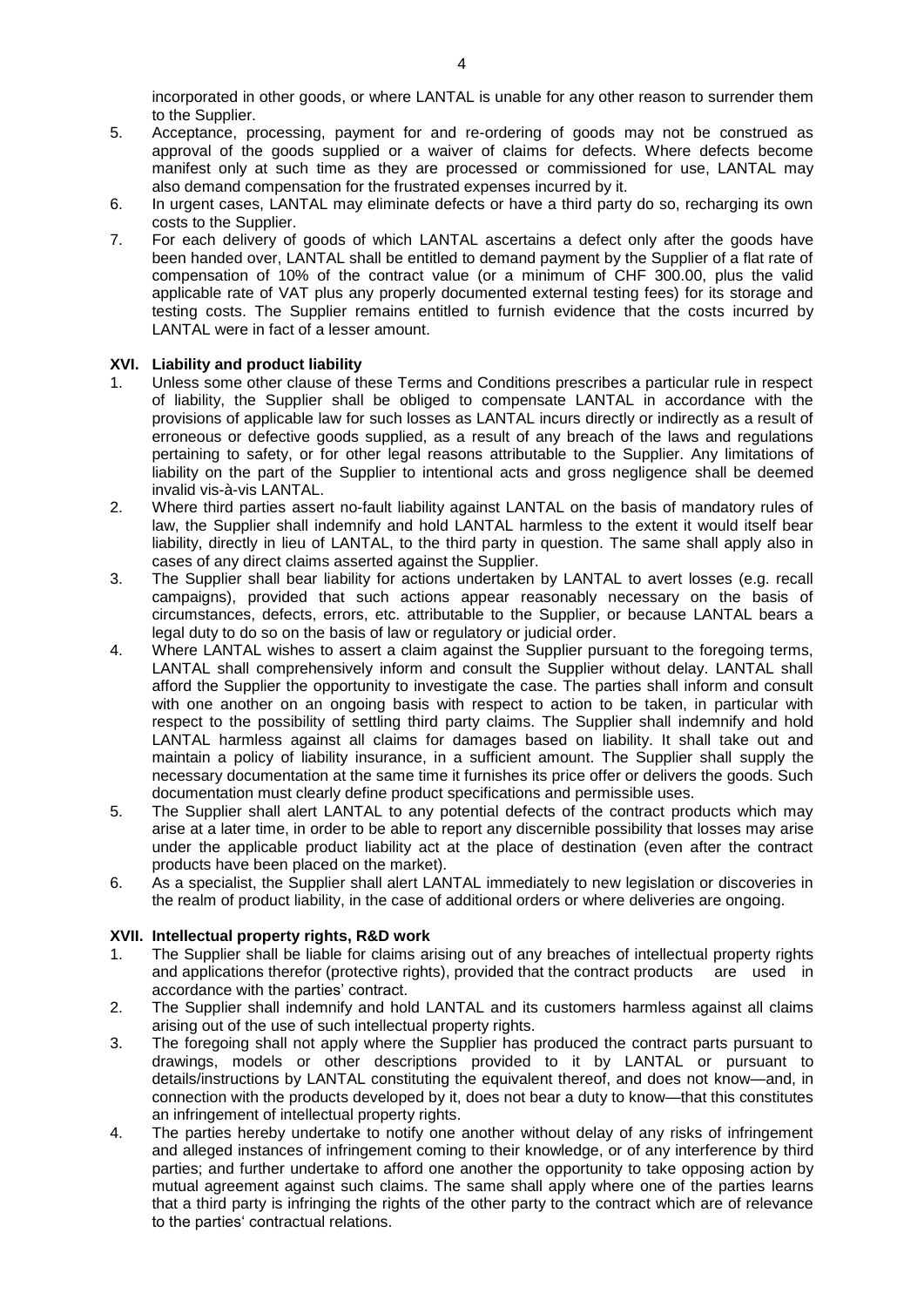incorporated in other goods, or where LANTAL is unable for any other reason to surrender them to the Supplier.

5. Acceptance, processing, payment for and re-ordering of goods may not be construed as approval of the goods supplied or a waiver of claims for defects. Where defects become manifest only at such time as they are processed or commissioned for use, LANTAL may also demand compensation for the frustrated expenses incurred by it.
6. In urgent cases, LANTAL may eliminate defects or have a third party do so, recharging its own costs to the Supplier.
7. For each delivery of goods of which LANTAL ascertains a defect only after the goods have been handed over, LANTAL shall be entitled to demand payment by the Supplier of a flat rate of compensation of 10% of the contract value (or a minimum of CHF 300.00, plus the valid applicable rate of VAT plus any properly documented external testing fees) for its storage and testing costs. The Supplier remains entitled to furnish evidence that the costs incurred by LANTAL were in fact of a lesser amount.

## XVI. Liability and product liability

1. Unless some other clause of these Terms and Conditions prescribes a particular rule in respect of liability, the Supplier shall be obliged to compensate LANTAL in accordance with the provisions of applicable law for such losses as LANTAL incurs directly or indirectly as a result of erroneous or defective goods supplied, as a result of any breach of the laws and regulations pertaining to safety, or for other legal reasons attributable to the Supplier. Any limitations of liability on the part of the Supplier to intentional acts and gross negligence shall be deemed invalid vis-à-vis LANTAL.
2. Where third parties assert no-fault liability against LANTAL on the basis of mandatory rules of law, the Supplier shall indemnify and hold LANTAL harmless to the extent it would itself bear liability, directly in lieu of LANTAL, to the third party in question. The same shall apply also in cases of any direct claims asserted against the Supplier.
3. The Supplier shall bear liability for actions undertaken by LANTAL to avert losses (e.g. recall campaigns), provided that such actions appear reasonably necessary on the basis of circumstances, defects, errors, etc. attributable to the Supplier, or because LANTAL bears a legal duty to do so on the basis of law or regulatory or judicial order.
4. Where LANTAL wishes to assert a claim against the Supplier pursuant to the foregoing terms, LANTAL shall comprehensively inform and consult the Supplier without delay. LANTAL shall afford the Supplier the opportunity to investigate the case. The parties shall inform and consult with one another on an ongoing basis with respect to action to be taken, in particular with respect to the possibility of settling third party claims. The Supplier shall indemnify and hold LANTAL harmless against all claims for damages based on liability. It shall take out and maintain a policy of liability insurance, in a sufficient amount. The Supplier shall supply the necessary documentation at the same time it furnishes its price offer or delivers the goods. Such documentation must clearly define product specifications and permissible uses.
5. The Supplier shall alert LANTAL to any potential defects of the contract products which may arise at a later time, in order to be able to report any discernible possibility that losses may arise under the applicable product liability act at the place of destination (even after the contract products have been placed on the market).
6. As a specialist, the Supplier shall alert LANTAL immediately to new legislation or discoveries in the realm of product liability, in the case of additional orders or where deliveries are ongoing.

## XVII. Intellectual property rights, R&D work

1. The Supplier shall be liable for claims arising out of any breaches of intellectual property rights and applications therefor (protective rights), provided that the contract products are used in accordance with the parties' contract.
2. The Supplier shall indemnify and hold LANTAL and its customers harmless against all claims arising out of the use of such intellectual property rights.
3. The foregoing shall not apply where the Supplier has produced the contract parts pursuant to drawings, models or other descriptions provided to it by LANTAL or pursuant to details/instructions by LANTAL constituting the equivalent thereof, and does not know—and, in connection with the products developed by it, does not bear a duty to know—that this constitutes an infringement of intellectual property rights.
4. The parties hereby undertake to notify one another without delay of any risks of infringement and alleged instances of infringement coming to their knowledge, or of any interference by third parties; and further undertake to afford one another the opportunity to take opposing action by mutual agreement against such claims. The same shall apply where one of the parties learns that a third party is infringing the rights of the other party to the contract which are of relevance to the parties' contractual relations.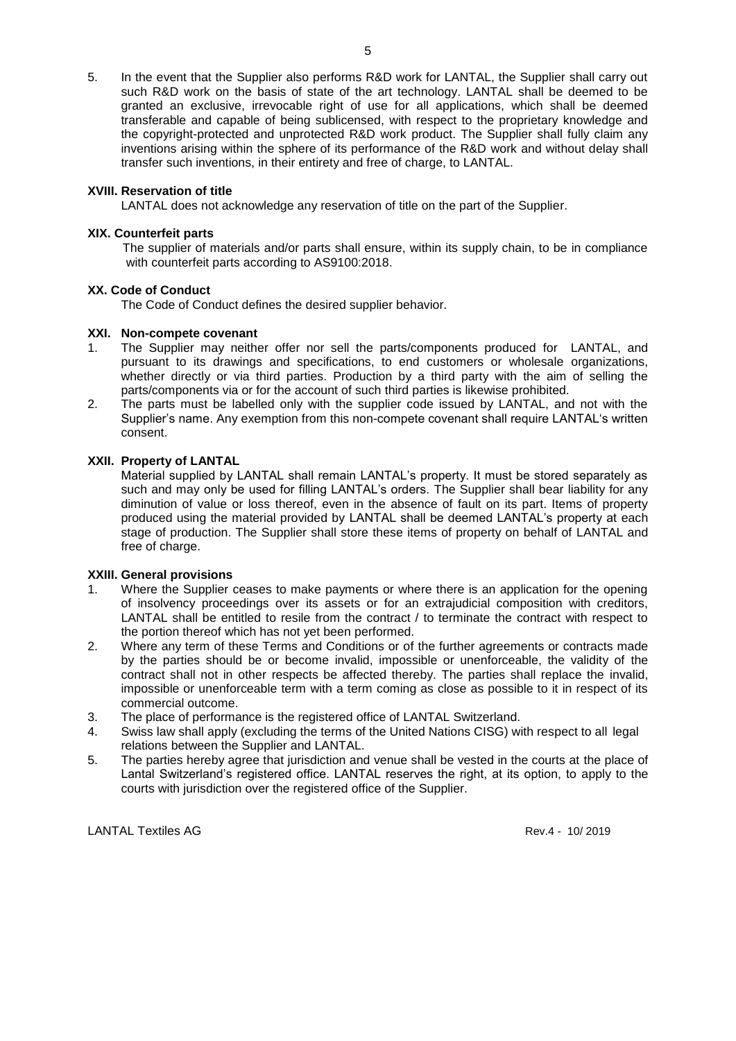5. In the event that the Supplier also performs R&D work for LANTAL, the Supplier shall carry out such R&D work on the basis of state of the art technology. LANTAL shall be deemed to be granted an exclusive, irrevocable right of use for all applications, which shall be deemed transferable and capable of being sublicensed, with respect to the proprietary knowledge and the copyright-protected and unprotected R&D work product. The Supplier shall fully claim any inventions arising within the sphere of its performance of the R&D work and without delay shall transfer such inventions, in their entirety and free of charge, to LANTAL.

**XVIII. Reservation of title**

LANTAL does not acknowledge any reservation of title on the part of the Supplier.

**XIX. Counterfeit parts**

The supplier of materials and/or parts shall ensure, within its supply chain, to be in compliance with counterfeit parts according to AS9100:2018.

**XX. Code of Conduct**

The Code of Conduct defines the desired supplier behavior.

**XXI. Non-compete covenant**

1. The Supplier may neither offer nor sell the parts/components produced for LANTAL, and pursuant to its drawings and specifications, to end customers or wholesale organizations, whether directly or via third parties. Production by a third party with the aim of selling the parts/components via or for the account of such third parties is likewise prohibited.
2. The parts must be labelled only with the supplier code issued by LANTAL, and not with the Supplier's name. Any exemption from this non-compete covenant shall require LANTAL's written consent.

**XXII. Property of LANTAL**

Material supplied by LANTAL shall remain LANTAL's property. It must be stored separately as such and may only be used for filling LANTAL's orders. The Supplier shall bear liability for any diminution of value or loss thereof, even in the absence of fault on its part. Items of property produced using the material provided by LANTAL shall be deemed LANTAL's property at each stage of production. The Supplier shall store these items of property on behalf of LANTAL and free of charge.

**XXIII. General provisions**

1. Where the Supplier ceases to make payments or where there is an application for the opening of insolvency proceedings over its assets or for an extrajudicial composition with creditors, LANTAL shall be entitled to resile from the contract / to terminate the contract with respect to the portion thereof which has not yet been performed.
2. Where any term of these Terms and Conditions or of the further agreements or contracts made by the parties should be or become invalid, impossible or unenforceable, the validity of the contract shall not in other respects be affected thereby. The parties shall replace the invalid, impossible or unenforceable term with a term coming as close as possible to it in respect of its commercial outcome.
3. The place of performance is the registered office of LANTAL Switzerland.
4. Swiss law shall apply (excluding the terms of the United Nations CISG) with respect to all legal relations between the Supplier and LANTAL.
5. The parties hereby agree that jurisdiction and venue shall be vested in the courts at the place of Lantal Switzerland's registered office. LANTAL reserves the right, at its option, to apply to the courts with jurisdiction over the registered office of the Supplier.

LANTAL Textiles AG Rev.4 - 10/ 2019